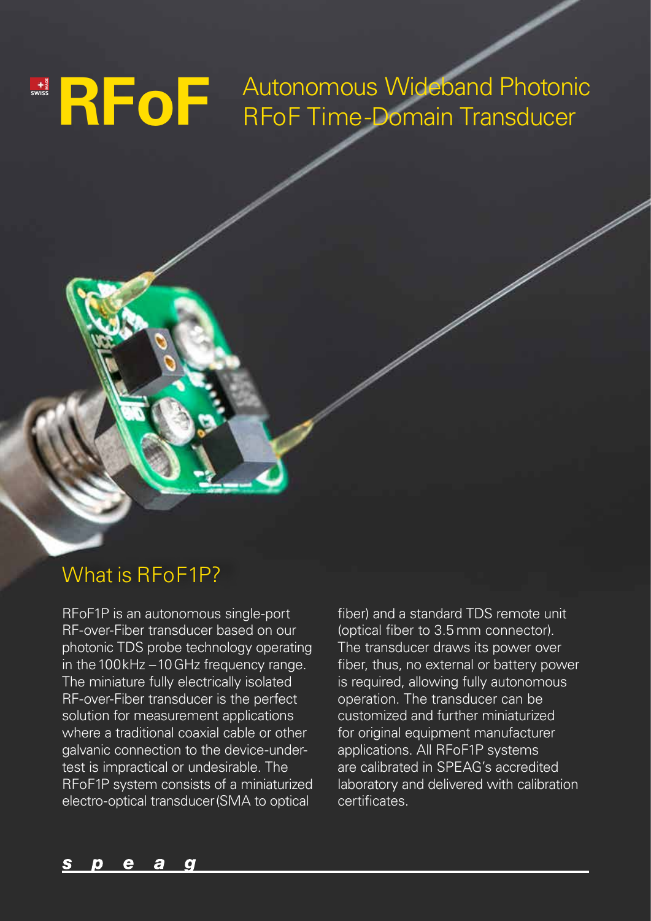# RFoF Autonomous Wideband Photonic RFoF Time-Domain Transducer

## What is RFoF1P?

RFoF1P is an autonomous single-port RF-over-Fiber transducer based on our photonic TDS probe technology operating in the 100 kHz – 10 GHz frequency range. The miniature fully electrically isolated RF-over-Fiber transducer is the perfect solution for measurement applications where a traditional coaxial cable or other galvanic connection to the device-under-test is impractical or undesirable. The RFoF1P system consists of a miniaturized electro-optical transducer (SMA to optical fiber) and a standard TDS remote unit (optical fiber to 3.5 mm connector). The transducer draws its power over fiber, thus, no external or battery power is required, allowing fully autonomous operation. The transducer can be customized and further miniaturized for original equipment manufacturer applications. All RFoF1P systems are calibrated in SPEAG's accredited laboratory and delivered with calibration certificates.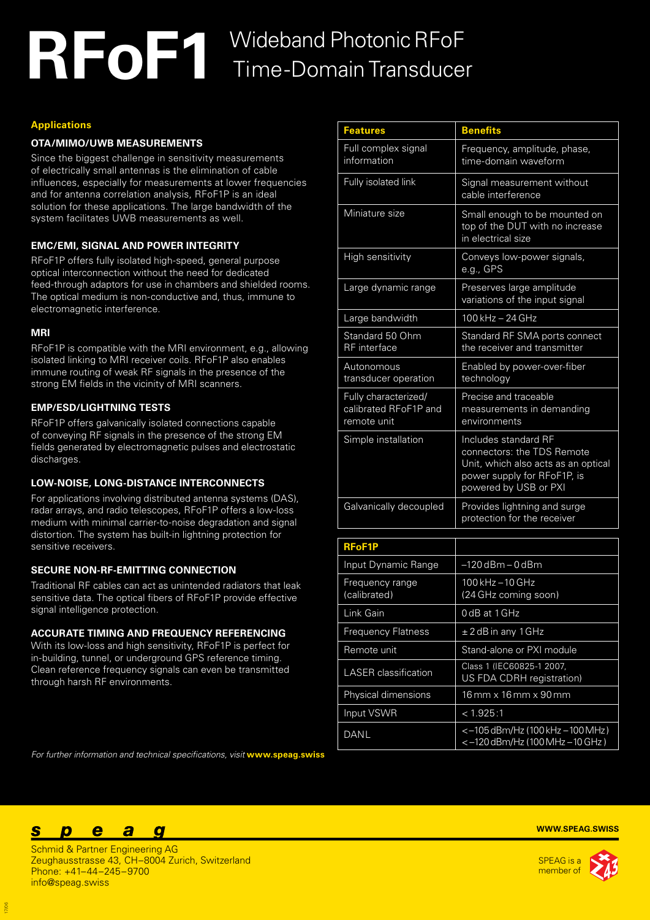# RFoF1 Wideband Photonic RFoF Time-Domain Transducer

## Applications

### OTA/MIMO/UWB MEASUREMENTS

Since the biggest challenge in sensitivity measurements of electrically small antennas is the elimination of cable influences, especially for measurements at lower frequencies and for antenna correlation analysis, RFoF1P is an ideal solution for these applications. The large bandwidth of the system facilitates UWB measurements as well.

### EMC/EMI, SIGNAL AND POWER INTEGRITY

RFoF1P offers fully isolated high-speed, general purpose optical interconnection without the need for dedicated feed-through adaptors for use in chambers and shielded rooms. The optical medium is non-conductive and, thus, immune to electromagnetic interference.

### MRI

RFoF1P is compatible with the MRI environment, e.g., allowing isolated linking to MRI receiver coils. RFoF1P also enables immune routing of weak RF signals in the presence of the strong EM fields in the vicinity of MRI scanners.

### EMP/ESD/LIGHTNING TESTS

RFoF1P offers galvanically isolated connections capable of conveying RF signals in the presence of the strong EM fields generated by electromagnetic pulses and electrostatic discharges.

### LOW-NOISE, LONG-DISTANCE INTERCONNECTS

For applications involving distributed antenna systems (DAS), radar arrays, and radio telescopes, RFoF1P offers a low-loss medium with minimal carrier-to-noise degradation and signal distortion. The system has built-in lightning protection for sensitive receivers.

### SECURE NON-RF-EMITTING CONNECTION

Traditional RF cables can act as unintended radiators that leak sensitive data. The optical fibers of RFoF1P provide effective signal intelligence protection.

### ACCURATE TIMING AND FREQUENCY REFERENCING

With its low-loss and high sensitivity, RFoF1P is perfect for in-building, tunnel, or underground GPS reference timing. Clean reference frequency signals can even be transmitted through harsh RF environments.

| Features | Benefits |
|---|---|
| Full complex signal information | Frequency, amplitude, phase, time-domain waveform |
| Fully isolated link | Signal measurement without cable interference |
| Miniature size | Small enough to be mounted on top of the DUT with no increase in electrical size |
| High sensitivity | Conveys low-power signals, e.g., GPS |
| Large dynamic range | Preserves large amplitude variations of the input signal |
| Large bandwidth | 100 kHz – 24 GHz |
| Standard 50 Ohm RF interface | Standard RF SMA ports connect the receiver and transmitter |
| Autonomous transducer operation | Enabled by power-over-fiber technology |
| Fully characterized/ calibrated RFoF1P and remote unit | Precise and traceable measurements in demanding environments |
| Simple installation | Includes standard RF connectors: the TDS Remote Unit, which also acts as an optical power supply for RFoF1P, is powered by USB or PXI |
| Galvanically decoupled | Provides lightning and surge protection for the receiver |

| RFoF1P | |
|---|---|
| Input Dynamic Range | –120 dBm – 0 dBm |
| Frequency range (calibrated) | 100 kHz – 10 GHz (24 GHz coming soon) |
| Link Gain | 0 dB at 1 GHz |
| Frequency Flatness | ± 2 dB in any 1 GHz |
| Remote unit | Stand-alone or PXI module |
| LASER classification | Class 1 (IEC60825-1 2007, US FDA CDRH registration) |
| Physical dimensions | 16 mm x 16 mm x 90 mm |
| Input VSWR | < 1.925:1 |
| DANL | < –105 dBm/Hz (100 kHz – 100 MHz)<br>< –120 dBm/Hz (100 MHz – 10 GHz) |

*For further information and technical specifications, visit* **www.speag.swiss**

speag

Schmid & Partner Engineering AG
Zeughausstrasse 43, CH–8004 Zurich, Switzerland
Phone: +41–44–245–9700
info@speag.swiss

WWW.SPEAG.SWISS

SPEAG is a member of